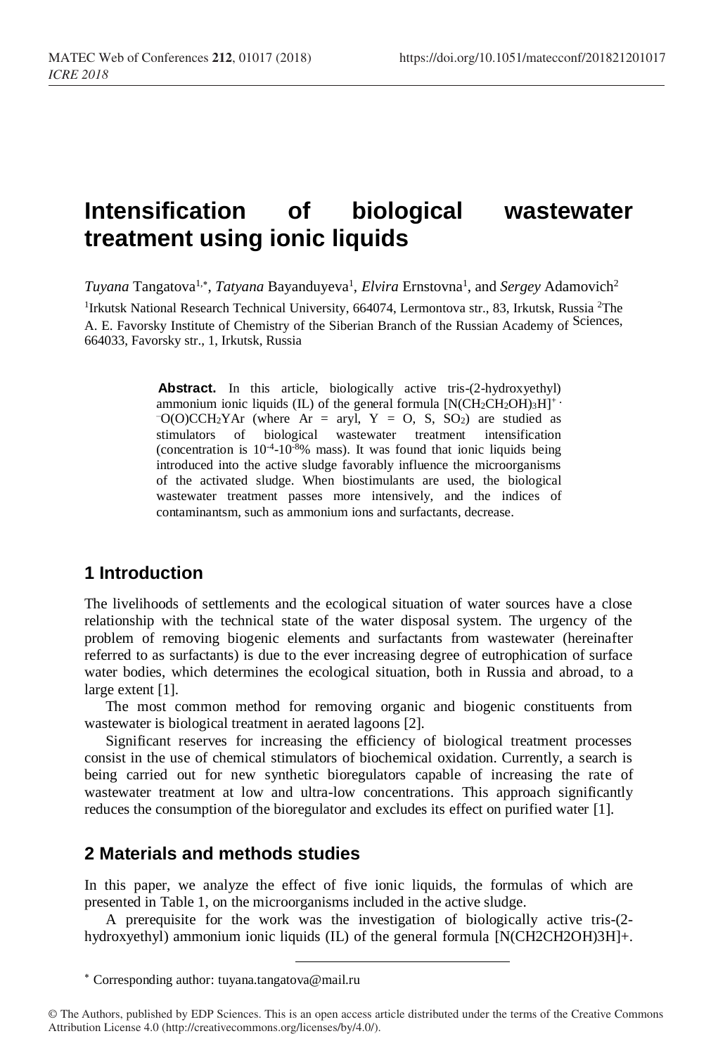# Intensification of biological wastewater treatment using ionic liquids

*Tuyana* Tangatova[1,*], *Tatyana* Bayanduyeva[1], *Elvira* Ernstovna[1], and *Sergey* Adamovich[2]

[1]Irkutsk National Research Technical University, 664074, Lermontova str., 83, Irkutsk, Russia [2]The A. E. Favorsky Institute of Chemistry of the Siberian Branch of the Russian Academy of Sciences, 664033, Favorsky str., 1, Irkutsk, Russia

**Abstract.** In this article, biologically active tris-(2-hydroxyethyl) ammonium ionic liquids (IL) of the general formula $[N(CH_2CH_2OH)_3H]^+ \cdot {}^-O(O)CCH_2YAr$ (where Ar = aryl, Y = O, S, $SO_2$) are studied as stimulators of biological wastewater treatment intensification (concentration is $10^{-4}$-$10^{-8}$% mass). It was found that ionic liquids being introduced into the active sludge favorably influence the microorganisms of the activated sludge. When biostimulants are used, the biological wastewater treatment passes more intensively, and the indices of contaminantsm, such as ammonium ions and surfactants, decrease.

## 1 Introduction

The livelihoods of settlements and the ecological situation of water sources have a close relationship with the technical state of the water disposal system. The urgency of the problem of removing biogenic elements and surfactants from wastewater (hereinafter referred to as surfactants) is due to the ever increasing degree of eutrophication of surface water bodies, which determines the ecological situation, both in Russia and abroad, to a large extent [1].

The most common method for removing organic and biogenic constituents from wastewater is biological treatment in aerated lagoons [2].

Significant reserves for increasing the efficiency of biological treatment processes consist in the use of chemical stimulators of biochemical oxidation. Currently, a search is being carried out for new synthetic bioregulators capable of increasing the rate of wastewater treatment at low and ultra-low concentrations. This approach significantly reduces the consumption of the bioregulator and excludes its effect on purified water [1].

## 2 Materials and methods studies

In this paper, we analyze the effect of five ionic liquids, the formulas of which are presented in Table 1, on the microorganisms included in the active sludge.

A prerequisite for the work was the investigation of biologically active tris-(2-hydroxyethyl) ammonium ionic liquids (IL) of the general formula $[N(CH2CH2OH)3H]+$.

---

* Corresponding author: tuyana.tangatova@mail.ru

© The Authors, published by EDP Sciences. This is an open access article distributed under the terms of the Creative Commons Attribution License 4.0 (http://creativecommons.org/licenses/by/4.0/).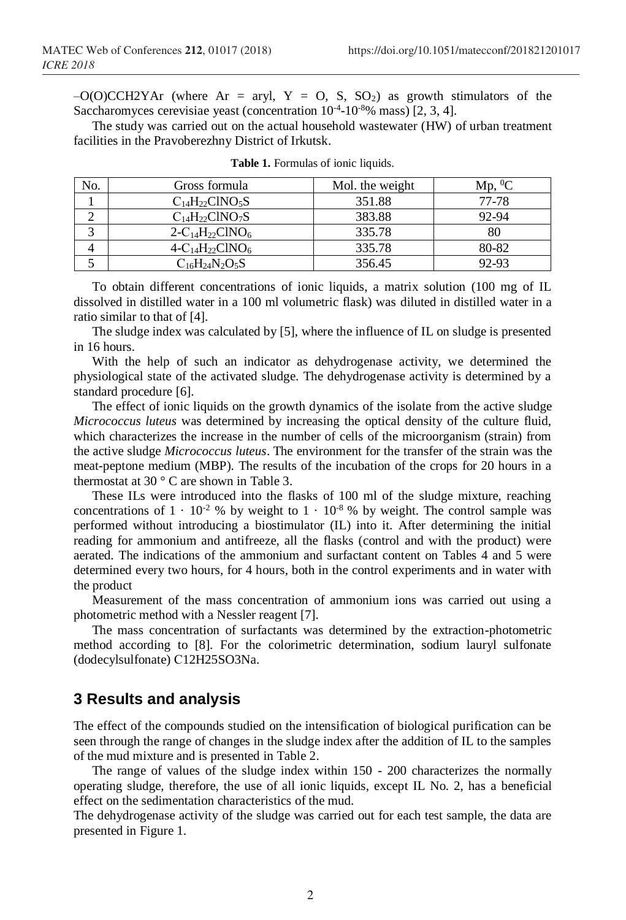$–O(O)CCH2YAr$ (where Ar = aryl, Y = O, S, $SO_2$) as growth stimulators of the Saccharomyces cerevisiae yeast (concentration $10^{-4}$-$10^{-8}$% mass) [2, 3, 4].

The study was carried out on the actual household wastewater (HW) of urban treatment facilities in the Pravoberezhny District of Irkutsk.

**Table 1.** Formulas of ionic liquids.

| No. | Gross formula | Mol. the weight | Mp, $^0$C |
|---|---|---|---|
| 1 | $C_{14}H_{22}ClNO_5S$ | 351.88 | 77-78 |
| 2 | $C_{14}H_{22}ClNO_7S$ | 383.88 | 92-94 |
| 3 | 2-$C_{14}H_{22}ClNO_6$ | 335.78 | 80 |
| 4 | 4-$C_{14}H_{22}ClNO_6$ | 335.78 | 80-82 |
| 5 | $C_{16}H_{24}N_2O_5S$ | 356.45 | 92-93 |

To obtain different concentrations of ionic liquids, a matrix solution (100 mg of IL dissolved in distilled water in a 100 ml volumetric flask) was diluted in distilled water in a ratio similar to that of [4].

The sludge index was calculated by [5], where the influence of IL on sludge is presented in 16 hours.

With the help of such an indicator as dehydrogenase activity, we determined the physiological state of the activated sludge. The dehydrogenase activity is determined by a standard procedure [6].

The effect of ionic liquids on the growth dynamics of the isolate from the active sludge *Micrococcus luteus* was determined by increasing the optical density of the culture fluid, which characterizes the increase in the number of cells of the microorganism (strain) from the active sludge *Micrococcus luteus*. The environment for the transfer of the strain was the meat-peptone medium (MBP). The results of the incubation of the crops for 20 hours in a thermostat at 30 ° C are shown in Table 3.

These ILs were introduced into the flasks of 100 ml of the sludge mixture, reaching concentrations of $1 \cdot 10^{-2}$ % by weight to $1 \cdot 10^{-8}$ % by weight. The control sample was performed without introducing a biostimulator (IL) into it. After determining the initial reading for ammonium and antifreeze, all the flasks (control and with the product) were aerated. The indications of the ammonium and surfactant content on Tables 4 and 5 were determined every two hours, for 4 hours, both in the control experiments and in water with the product

Measurement of the mass concentration of ammonium ions was carried out using a photometric method with a Nessler reagent [7].

The mass concentration of surfactants was determined by the extraction-photometric method according to [8]. For the colorimetric determination, sodium lauryl sulfonate (dodecylsulfonate) $C12H25SO3Na$.

## 3 Results and analysis

The effect of the compounds studied on the intensification of biological purification can be seen through the range of changes in the sludge index after the addition of IL to the samples of the mud mixture and is presented in Table 2.

The range of values of the sludge index within 150 - 200 characterizes the normally operating sludge, therefore, the use of all ionic liquids, except IL No. 2, has a beneficial effect on the sedimentation characteristics of the mud.

The dehydrogenase activity of the sludge was carried out for each test sample, the data are presented in Figure 1.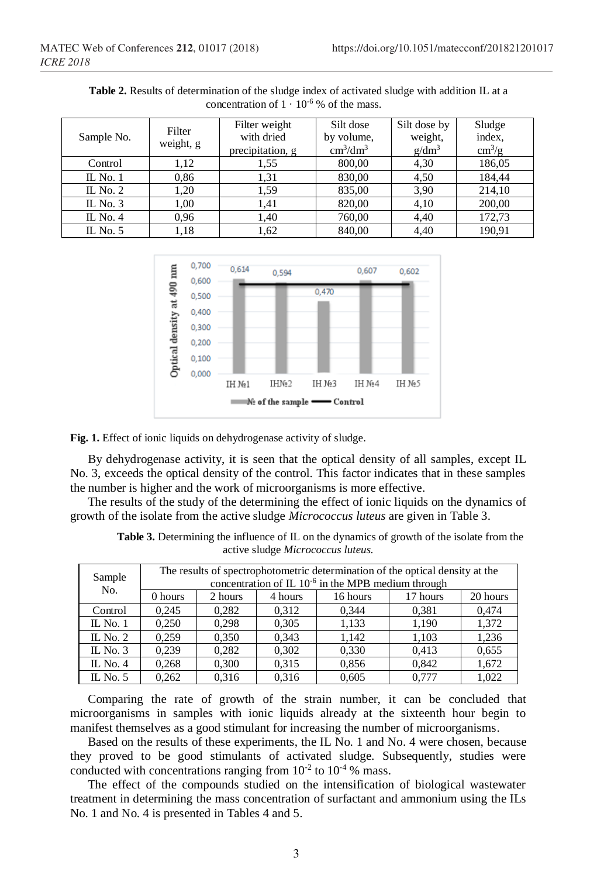**Table 2.** Results of determination of the sludge index of activated sludge with addition IL at a concentration of $1 \cdot 10^{-6}$ % of the mass.

| Sample No. | Filter weight, g | Filter weight with dried precipitation, g | Silt dose by volume, $cm^3/dm^3$ | Silt dose by weight, $g/dm^3$ | Sludge index, $cm^3/g$ |
|---|---|---|---|---|---|
| Control | 1,12 | 1,55 | 800,00 | 4,30 | 186,05 |
| IL No. 1 | 0,86 | 1,31 | 830,00 | 4,50 | 184,44 |
| IL No. 2 | 1,20 | 1,59 | 835,00 | 3,90 | 214,10 |
| IL No. 3 | 1,00 | 1,41 | 820,00 | 4,10 | 200,00 |
| IL No. 4 | 0,96 | 1,40 | 760,00 | 4,40 | 172,73 |
| IL No. 5 | 1,18 | 1,62 | 840,00 | 4,40 | 190,91 |

**Fig. 1.** Effect of ionic liquids on dehydrogenase activity of sludge.

By dehydrogenase activity, it is seen that the optical density of all samples, except IL No. 3, exceeds the optical density of the control. This factor indicates that in these samples the number is higher and the work of microorganisms is more effective.

The results of the study of the determining the effect of ionic liquids on the dynamics of growth of the isolate from the active sludge *Micrococcus luteus* are given in Table 3.

**Table 3.** Determining the influence of IL on the dynamics of growth of the isolate from the active sludge *Micrococcus luteus.*

| Sample No. | The results of spectrophotometric determination of the optical density at the concentration of IL $10^{-6}$ in the MPB medium through | | | | | |
|---|---|---|---|---|---|---|
| | 0 hours | 2 hours | 4 hours | 16 hours | 17 hours | 20 hours |
| Control | 0,245 | 0,282 | 0,312 | 0,344 | 0,381 | 0,474 |
| IL No. 1 | 0,250 | 0,298 | 0,305 | 1,133 | 1,190 | 1,372 |
| IL No. 2 | 0,259 | 0,350 | 0,343 | 1,142 | 1,103 | 1,236 |
| IL No. 3 | 0,239 | 0,282 | 0,302 | 0,330 | 0,413 | 0,655 |
| IL No. 4 | 0,268 | 0,300 | 0,315 | 0,856 | 0,842 | 1,672 |
| IL No. 5 | 0,262 | 0,316 | 0,316 | 0,605 | 0,777 | 1,022 |

Comparing the rate of growth of the strain number, it can be concluded that microorganisms in samples with ionic liquids already at the sixteenth hour begin to manifest themselves as a good stimulant for increasing the number of microorganisms.

Based on the results of these experiments, the IL No. 1 and No. 4 were chosen, because they proved to be good stimulants of activated sludge. Subsequently, studies were conducted with concentrations ranging from $10^{-2}$ to $10^{-4}$ % mass.

The effect of the compounds studied on the intensification of biological wastewater treatment in determining the mass concentration of surfactant and ammonium using the ILs No. 1 and No. 4 is presented in Tables 4 and 5.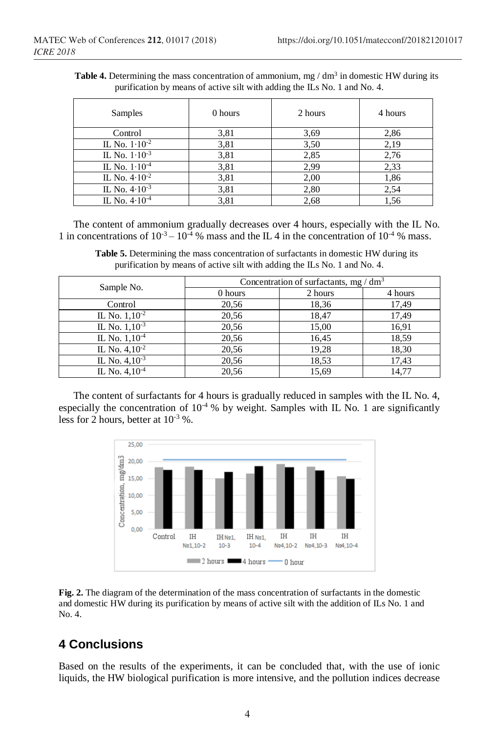**Table 4.** Determining the mass concentration of ammonium, mg / dm$^3$ in domestic HW during its purification by means of active silt with adding the ILs No. 1 and No. 4.

| Samples | 0 hours | 2 hours | 4 hours |
|---|---|---|---|
| Control | 3,81 | 3,69 | 2,86 |
| IL No. $1 \cdot 10^{-2}$ | 3,81 | 3,50 | 2,19 |
| IL No. $1 \cdot 10^{-3}$ | 3,81 | 2,85 | 2,76 |
| IL No. $1 \cdot 10^{-4}$ | 3,81 | 2,99 | 2,33 |
| IL No. $4 \cdot 10^{-2}$ | 3,81 | 2,00 | 1,86 |
| IL No. $4 \cdot 10^{-3}$ | 3,81 | 2,80 | 2,54 |
| IL No. $4 \cdot 10^{-4}$ | 3,81 | 2,68 | 1,56 |

The content of ammonium gradually decreases over 4 hours, especially with the IL No. 1 in concentrations of $10^{-3} - 10^{-4}$ % mass and the IL 4 in the concentration of $10^{-4}$ % mass.

**Table 5.** Determining the mass concentration of surfactants in domestic HW during its purification by means of active silt with adding the ILs No. 1 and No. 4.

| Sample No. | Concentration of surfactants, mg / dm$^3$ | | |
|---|---|---|---|
| | 0 hours | 2 hours | 4 hours |
| Control | 20,56 | 18,36 | 17,49 |
| IL No. $1,10^{-2}$ | 20,56 | 18,47 | 17,49 |
| IL No. $1,10^{-3}$ | 20,56 | 15,00 | 16,91 |
| IL No. $1,10^{-4}$ | 20,56 | 16,45 | 18,59 |
| IL No. $4,10^{-2}$ | 20,56 | 19,28 | 18,30 |
| IL No. $4,10^{-3}$ | 20,56 | 18,53 | 17,43 |
| IL No. $4,10^{-4}$ | 20,56 | 15,69 | 14,77 |

The content of surfactants for 4 hours is gradually reduced in samples with the IL No. 4, especially the concentration of $10^{-4}$ % by weight. Samples with IL No. 1 are significantly less for 2 hours, better at $10^{-3}$ %.

**Fig. 2.** The diagram of the determination of the mass concentration of surfactants in the domestic and domestic HW during its purification by means of active silt with the addition of ILs No. 1 and No. 4.

## 4 Conclusions

Based on the results of the experiments, it can be concluded that, with the use of ionic liquids, the HW biological purification is more intensive, and the pollution indices decrease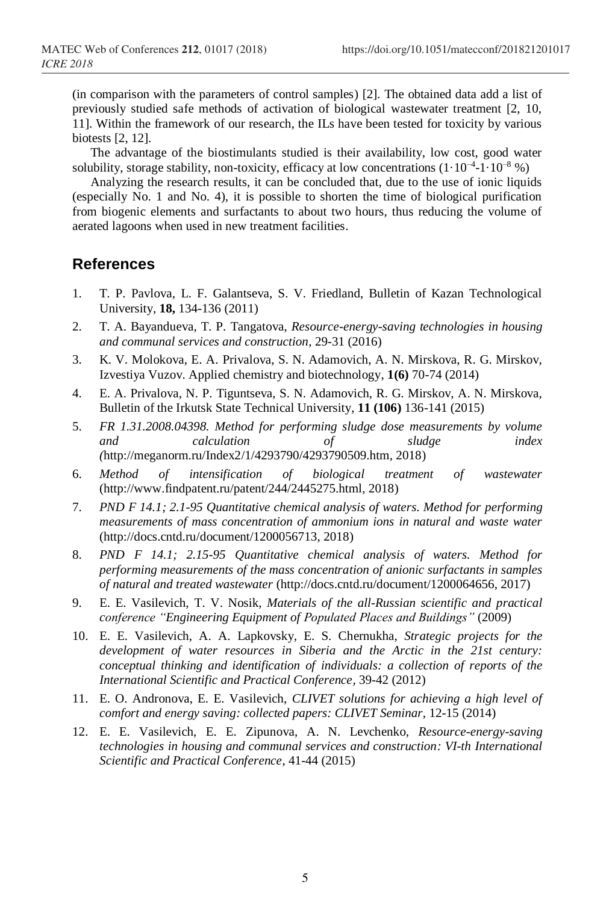(in comparison with the parameters of control samples) [2]. The obtained data add a list of previously studied safe methods of activation of biological wastewater treatment [2, 10, 11]. Within the framework of our research, the ILs have been tested for toxicity by various biotests [2, 12].

The advantage of the biostimulants studied is their availability, low cost, good water solubility, storage stability, non-toxicity, efficacy at low concentrations ($1 \cdot 10^{-4}$-$1 \cdot 10^{-8}$ %)

Analyzing the research results, it can be concluded that, due to the use of ionic liquids (especially No. 1 and No. 4), it is possible to shorten the time of biological purification from biogenic elements and surfactants to about two hours, thus reducing the volume of aerated lagoons when used in new treatment facilities.

## References

1. T. P. Pavlova, L. F. Galantseva, S. V. Friedland, Bulletin of Kazan Technological University, **18,** 134-136 (2011)
2. T. A. Bayandueva, T. P. Tangatova, *Resource-energy-saving technologies in housing and communal services and construction*, 29-31 (2016)
3. K. V. Molokova, E. A. Privalova, S. N. Adamovich, A. N. Mirskova, R. G. Mirskov, Izvestiya Vuzov. Applied chemistry and biotechnology, **1(6)** 70-74 (2014)
4. E. A. Privalova, N. P. Tiguntseva, S. N. Adamovich, R. G. Mirskov, A. N. Mirskova, Bulletin of the Irkutsk State Technical University, **11 (106)** 136-141 (2015)
5. *FR 1.31.2008.04398. Method for performing sludge dose measurements by volume and calculation of sludge index (*http://meganorm.ru/Index2/1/4293790/4293790509.htm, 2018)
6. *Method of intensification of biological treatment of wastewater* (http://www.findpatent.ru/patent/244/2445275.html, 2018)
7. *PND F 14.1; 2.1-95 Quantitative chemical analysis of waters. Method for performing measurements of mass concentration of ammonium ions in natural and waste water* (http://docs.cntd.ru/document/1200056713, 2018)
8. *PND F 14.1; 2.15-95 Quantitative chemical analysis of waters. Method for performing measurements of the mass concentration of anionic surfactants in samples of natural and treated wastewater* (http://docs.cntd.ru/document/1200064656, 2017)
9. E. E. Vasilevich, T. V. Nosik, *Materials of the all-Russian scientific and practical conference "Engineering Equipment of Populated Places and Buildings"* (2009)
10. E. E. Vasilevich, A. A. Lapkovsky, E. S. Chernukha, *Strategic projects for the development of water resources in Siberia and the Arctic in the 21st century: conceptual thinking and identification of individuals: a collection of reports of the International Scientific and Practical Conference*, 39-42 (2012)
11. E. O. Andronova, E. E. Vasilevich, *CLIVET solutions for achieving a high level of comfort and energy saving: collected papers: CLIVET Seminar*, 12-15 (2014)
12. E. E. Vasilevich, E. E. Zipunova, A. N. Levchenko, *Resource-energy-saving technologies in housing and communal services and construction: VI-th International Scientific and Practical Conference*, 41-44 (2015)